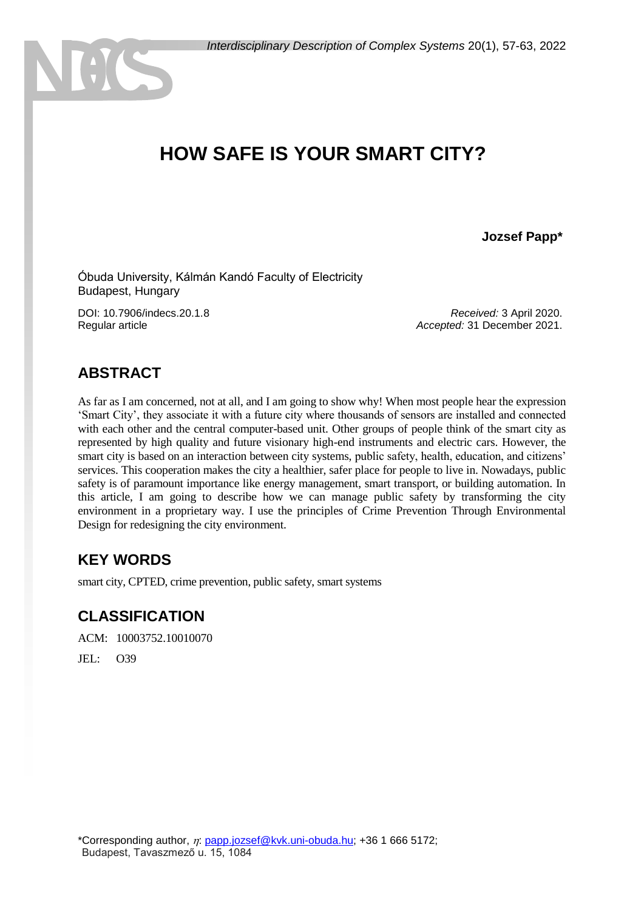# HOW SAFE IS YOUR SMART CITY?

**Jozsef Papp***

Óbuda University, Kálmán Kandó Faculty of Electricity
Budapest, Hungary

DOI: 10.7906/indecs.20.1.8
Regular article

*Received:* 3 April 2020.
*Accepted:* 31 December 2021.

## ABSTRACT

As far as I am concerned, not at all, and I am going to show why! When most people hear the expression 'Smart City', they associate it with a future city where thousands of sensors are installed and connected with each other and the central computer-based unit. Other groups of people think of the smart city as represented by high quality and future visionary high-end instruments and electric cars. However, the smart city is based on an interaction between city systems, public safety, health, education, and citizens' services. This cooperation makes the city a healthier, safer place for people to live in. Nowadays, public safety is of paramount importance like energy management, smart transport, or building automation. In this article, I am going to describe how we can manage public safety by transforming the city environment in a proprietary way. I use the principles of Crime Prevention Through Environmental Design for redesigning the city environment.

## KEY WORDS

smart city, CPTED, crime prevention, public safety, smart systems

## CLASSIFICATION

ACM: 10003752.10010070

JEL: O39

*Corresponding author, $\eta$: papp.jozsef@kvk.uni-obuda.hu; +36 1 666 5172;
Budapest, Tavaszmező u. 15, 1084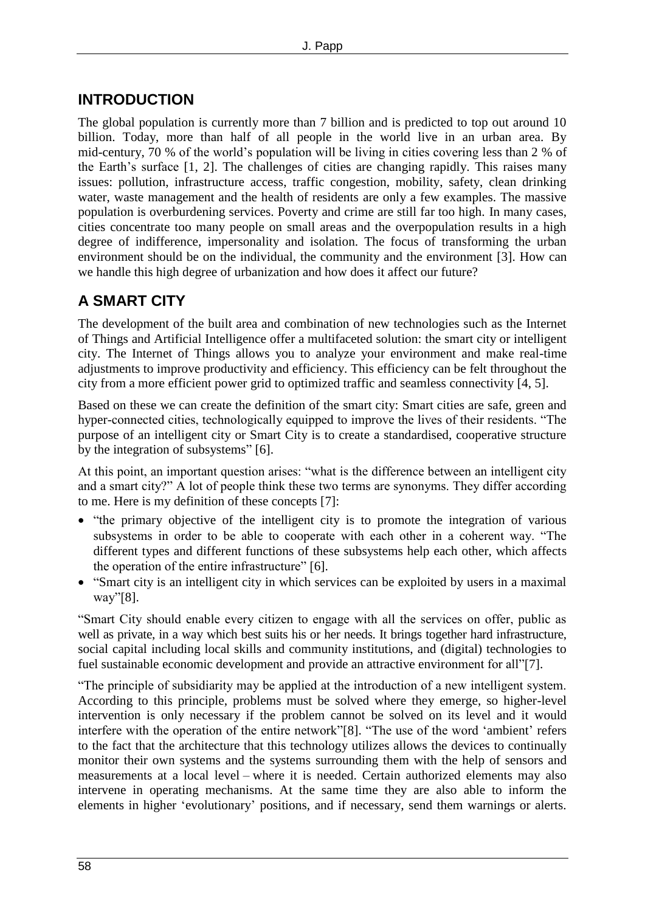## INTRODUCTION

The global population is currently more than 7 billion and is predicted to top out around 10 billion. Today, more than half of all people in the world live in an urban area. By mid-century, 70 % of the world's population will be living in cities covering less than 2 % of the Earth's surface [1, 2]. The challenges of cities are changing rapidly. This raises many issues: pollution, infrastructure access, traffic congestion, mobility, safety, clean drinking water, waste management and the health of residents are only a few examples. The massive population is overburdening services. Poverty and crime are still far too high. In many cases, cities concentrate too many people on small areas and the overpopulation results in a high degree of indifference, impersonality and isolation. The focus of transforming the urban environment should be on the individual, the community and the environment [3]. How can we handle this high degree of urbanization and how does it affect our future?

## A SMART CITY

The development of the built area and combination of new technologies such as the Internet of Things and Artificial Intelligence offer a multifaceted solution: the smart city or intelligent city. The Internet of Things allows you to analyze your environment and make real-time adjustments to improve productivity and efficiency. This efficiency can be felt throughout the city from a more efficient power grid to optimized traffic and seamless connectivity [4, 5].

Based on these we can create the definition of the smart city: Smart cities are safe, green and hyper-connected cities, technologically equipped to improve the lives of their residents. "The purpose of an intelligent city or Smart City is to create a standardised, cooperative structure by the integration of subsystems" [6].

At this point, an important question arises: "what is the difference between an intelligent city and a smart city?" A lot of people think these two terms are synonyms. They differ according to me. Here is my definition of these concepts [7]:

- "the primary objective of the intelligent city is to promote the integration of various subsystems in order to be able to cooperate with each other in a coherent way. "The different types and different functions of these subsystems help each other, which affects the operation of the entire infrastructure" [6].
- "Smart city is an intelligent city in which services can be exploited by users in a maximal way"[8].

"Smart City should enable every citizen to engage with all the services on offer, public as well as private, in a way which best suits his or her needs. It brings together hard infrastructure, social capital including local skills and community institutions, and (digital) technologies to fuel sustainable economic development and provide an attractive environment for all"[7].

"The principle of subsidiarity may be applied at the introduction of a new intelligent system. According to this principle, problems must be solved where they emerge, so higher-level intervention is only necessary if the problem cannot be solved on its level and it would interfere with the operation of the entire network"[8]. "The use of the word 'ambient' refers to the fact that the architecture that this technology utilizes allows the devices to continually monitor their own systems and the systems surrounding them with the help of sensors and measurements at a local level – where it is needed. Certain authorized elements may also intervene in operating mechanisms. At the same time they are also able to inform the elements in higher 'evolutionary' positions, and if necessary, send them warnings or alerts.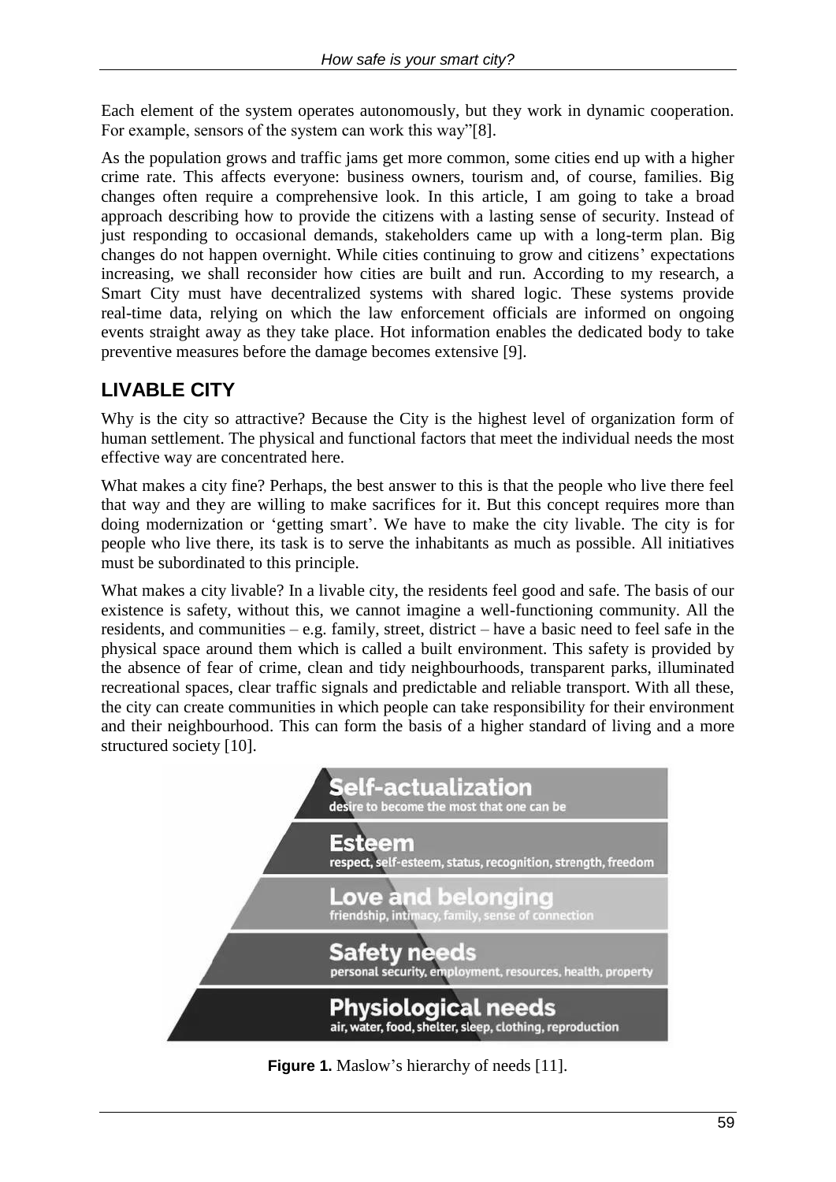Each element of the system operates autonomously, but they work in dynamic cooperation. For example, sensors of the system can work this way"[8].

As the population grows and traffic jams get more common, some cities end up with a higher crime rate. This affects everyone: business owners, tourism and, of course, families. Big changes often require a comprehensive look. In this article, I am going to take a broad approach describing how to provide the citizens with a lasting sense of security. Instead of just responding to occasional demands, stakeholders came up with a long-term plan. Big changes do not happen overnight. While cities continuing to grow and citizens' expectations increasing, we shall reconsider how cities are built and run. According to my research, a Smart City must have decentralized systems with shared logic. These systems provide real-time data, relying on which the law enforcement officials are informed on ongoing events straight away as they take place. Hot information enables the dedicated body to take preventive measures before the damage becomes extensive [9].

## LIVABLE CITY

Why is the city so attractive? Because the City is the highest level of organization form of human settlement. The physical and functional factors that meet the individual needs the most effective way are concentrated here.

What makes a city fine? Perhaps, the best answer to this is that the people who live there feel that way and they are willing to make sacrifices for it. But this concept requires more than doing modernization or 'getting smart'. We have to make the city livable. The city is for people who live there, its task is to serve the inhabitants as much as possible. All initiatives must be subordinated to this principle.

What makes a city livable? In a livable city, the residents feel good and safe. The basis of our existence is safety, without this, we cannot imagine a well-functioning community. All the residents, and communities – e.g. family, street, district – have a basic need to feel safe in the physical space around them which is called a built environment. This safety is provided by the absence of fear of crime, clean and tidy neighbourhoods, transparent parks, illuminated recreational spaces, clear traffic signals and predictable and reliable transport. With all these, the city can create communities in which people can take responsibility for their environment and their neighbourhood. This can form the basis of a higher standard of living and a more structured society [10].

**Self-actualization**
desire to become the most that one can be

**Esteem**
respect, self-esteem, status, recognition, strength, freedom

**Love and belonging**
friendship, intimacy, family, sense of connection

**Safety needs**
personal security, employment, resources, health, property

**Physiological needs**
air, water, food, shelter, sleep, clothing, reproduction

**Figure 1.** Maslow's hierarchy of needs [11].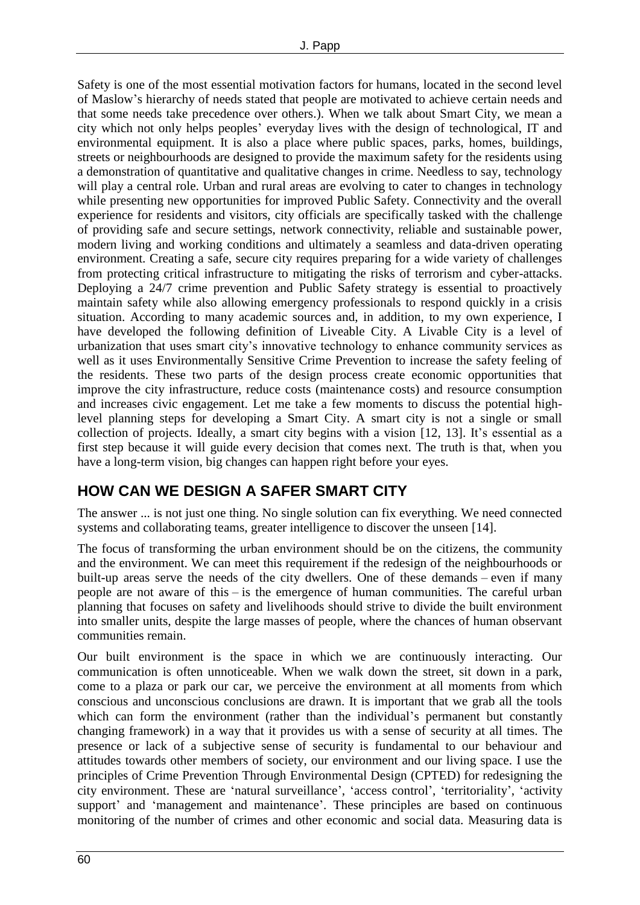Safety is one of the most essential motivation factors for humans, located in the second level of Maslow's hierarchy of needs stated that people are motivated to achieve certain needs and that some needs take precedence over others.). When we talk about Smart City, we mean a city which not only helps peoples' everyday lives with the design of technological, IT and environmental equipment. It is also a place where public spaces, parks, homes, buildings, streets or neighbourhoods are designed to provide the maximum safety for the residents using a demonstration of quantitative and qualitative changes in crime. Needless to say, technology will play a central role. Urban and rural areas are evolving to cater to changes in technology while presenting new opportunities for improved Public Safety. Connectivity and the overall experience for residents and visitors, city officials are specifically tasked with the challenge of providing safe and secure settings, network connectivity, reliable and sustainable power, modern living and working conditions and ultimately a seamless and data-driven operating environment. Creating a safe, secure city requires preparing for a wide variety of challenges from protecting critical infrastructure to mitigating the risks of terrorism and cyber-attacks. Deploying a 24/7 crime prevention and Public Safety strategy is essential to proactively maintain safety while also allowing emergency professionals to respond quickly in a crisis situation. According to many academic sources and, in addition, to my own experience, I have developed the following definition of Liveable City. A Livable City is a level of urbanization that uses smart city's innovative technology to enhance community services as well as it uses Environmentally Sensitive Crime Prevention to increase the safety feeling of the residents. These two parts of the design process create economic opportunities that improve the city infrastructure, reduce costs (maintenance costs) and resource consumption and increases civic engagement. Let me take a few moments to discuss the potential high-level planning steps for developing a Smart City. A smart city is not a single or small collection of projects. Ideally, a smart city begins with a vision [12, 13]. It's essential as a first step because it will guide every decision that comes next. The truth is that, when you have a long-term vision, big changes can happen right before your eyes.

## HOW CAN WE DESIGN A SAFER SMART CITY

The answer ... is not just one thing. No single solution can fix everything. We need connected systems and collaborating teams, greater intelligence to discover the unseen [14].

The focus of transforming the urban environment should be on the citizens, the community and the environment. We can meet this requirement if the redesign of the neighbourhoods or built-up areas serve the needs of the city dwellers. One of these demands – even if many people are not aware of this – is the emergence of human communities. The careful urban planning that focuses on safety and livelihoods should strive to divide the built environment into smaller units, despite the large masses of people, where the chances of human observant communities remain.

Our built environment is the space in which we are continuously interacting. Our communication is often unnoticeable. When we walk down the street, sit down in a park, come to a plaza or park our car, we perceive the environment at all moments from which conscious and unconscious conclusions are drawn. It is important that we grab all the tools which can form the environment (rather than the individual's permanent but constantly changing framework) in a way that it provides us with a sense of security at all times. The presence or lack of a subjective sense of security is fundamental to our behaviour and attitudes towards other members of society, our environment and our living space. I use the principles of Crime Prevention Through Environmental Design (CPTED) for redesigning the city environment. These are 'natural surveillance', 'access control', 'territoriality', 'activity support' and 'management and maintenance'. These principles are based on continuous monitoring of the number of crimes and other economic and social data. Measuring data is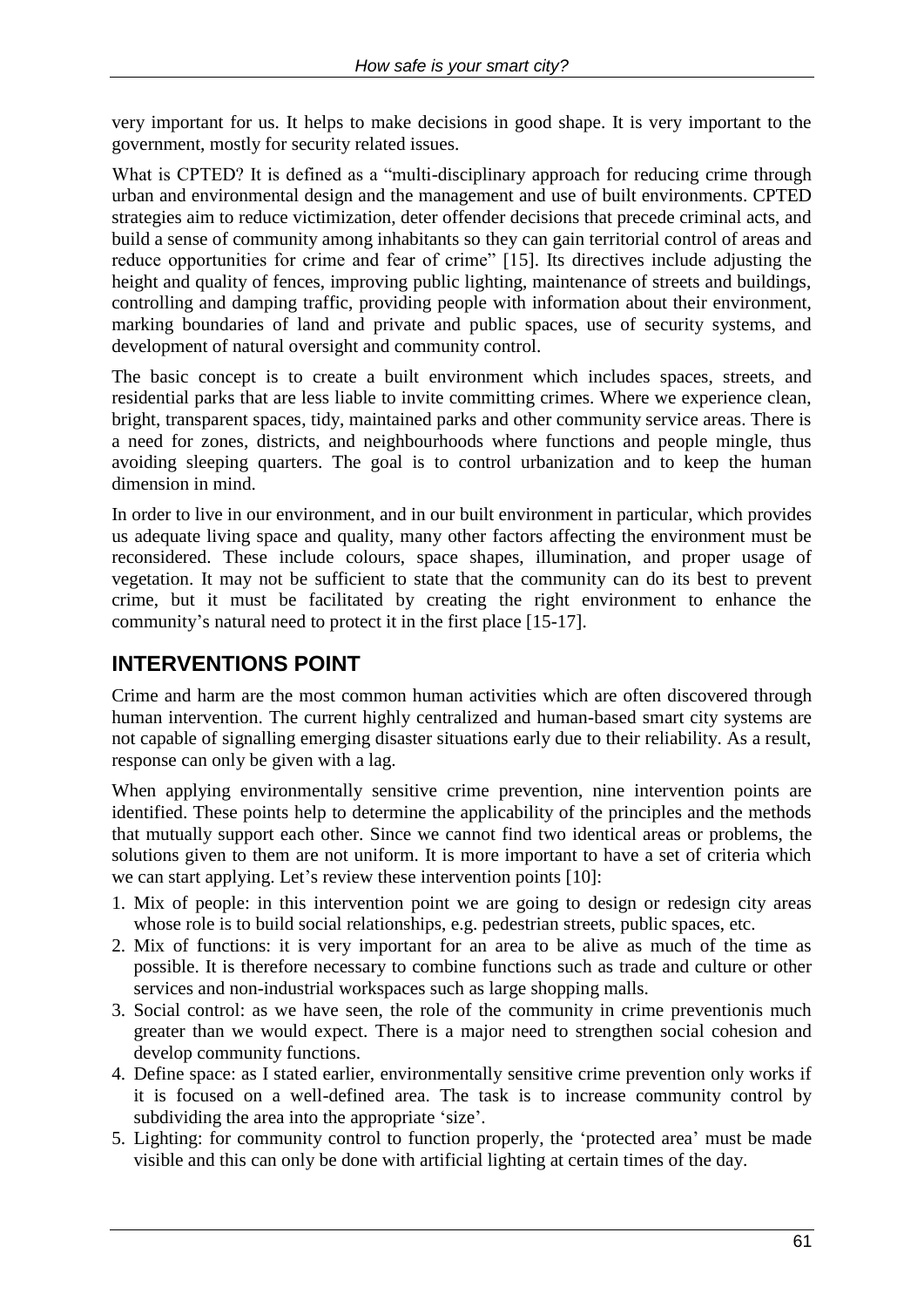very important for us. It helps to make decisions in good shape. It is very important to the government, mostly for security related issues.

What is CPTED? It is defined as a "multi-disciplinary approach for reducing crime through urban and environmental design and the management and use of built environments. CPTED strategies aim to reduce victimization, deter offender decisions that precede criminal acts, and build a sense of community among inhabitants so they can gain territorial control of areas and reduce opportunities for crime and fear of crime" [15]. Its directives include adjusting the height and quality of fences, improving public lighting, maintenance of streets and buildings, controlling and damping traffic, providing people with information about their environment, marking boundaries of land and private and public spaces, use of security systems, and development of natural oversight and community control.

The basic concept is to create a built environment which includes spaces, streets, and residential parks that are less liable to invite committing crimes. Where we experience clean, bright, transparent spaces, tidy, maintained parks and other community service areas. There is a need for zones, districts, and neighbourhoods where functions and people mingle, thus avoiding sleeping quarters. The goal is to control urbanization and to keep the human dimension in mind.

In order to live in our environment, and in our built environment in particular, which provides us adequate living space and quality, many other factors affecting the environment must be reconsidered. These include colours, space shapes, illumination, and proper usage of vegetation. It may not be sufficient to state that the community can do its best to prevent crime, but it must be facilitated by creating the right environment to enhance the community's natural need to protect it in the first place [15-17].

## INTERVENTIONS POINT

Crime and harm are the most common human activities which are often discovered through human intervention. The current highly centralized and human-based smart city systems are not capable of signalling emerging disaster situations early due to their reliability. As a result, response can only be given with a lag.

When applying environmentally sensitive crime prevention, nine intervention points are identified. These points help to determine the applicability of the principles and the methods that mutually support each other. Since we cannot find two identical areas or problems, the solutions given to them are not uniform. It is more important to have a set of criteria which we can start applying. Let's review these intervention points [10]:

1. Mix of people: in this intervention point we are going to design or redesign city areas whose role is to build social relationships, e.g. pedestrian streets, public spaces, etc.
2. Mix of functions: it is very important for an area to be alive as much of the time as possible. It is therefore necessary to combine functions such as trade and culture or other services and non-industrial workspaces such as large shopping malls.
3. Social control: as we have seen, the role of the community in crime preventionis much greater than we would expect. There is a major need to strengthen social cohesion and develop community functions.
4. Define space: as I stated earlier, environmentally sensitive crime prevention only works if it is focused on a well-defined area. The task is to increase community control by subdividing the area into the appropriate 'size'.
5. Lighting: for community control to function properly, the 'protected area' must be made visible and this can only be done with artificial lighting at certain times of the day.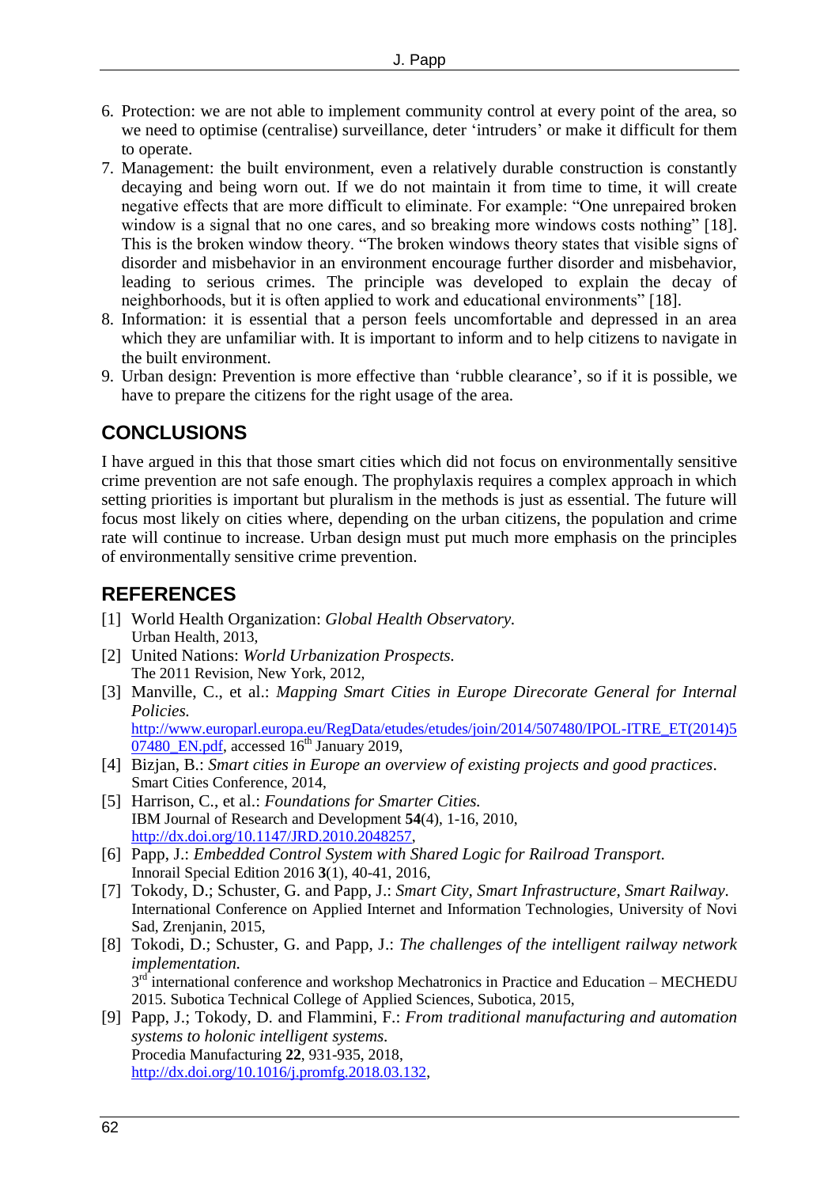6. Protection: we are not able to implement community control at every point of the area, so we need to optimise (centralise) surveillance, deter 'intruders' or make it difficult for them to operate.
7. Management: the built environment, even a relatively durable construction is constantly decaying and being worn out. If we do not maintain it from time to time, it will create negative effects that are more difficult to eliminate. For example: "One unrepaired broken window is a signal that no one cares, and so breaking more windows costs nothing" [18]. This is the broken window theory. "The broken windows theory states that visible signs of disorder and misbehavior in an environment encourage further disorder and misbehavior, leading to serious crimes. The principle was developed to explain the decay of neighborhoods, but it is often applied to work and educational environments" [18].
8. Information: it is essential that a person feels uncomfortable and depressed in an area which they are unfamiliar with. It is important to inform and to help citizens to navigate in the built environment.
9. Urban design: Prevention is more effective than 'rubble clearance', so if it is possible, we have to prepare the citizens for the right usage of the area.

## CONCLUSIONS

I have argued in this that those smart cities which did not focus on environmentally sensitive crime prevention are not safe enough. The prophylaxis requires a complex approach in which setting priorities is important but pluralism in the methods is just as essential. The future will focus most likely on cities where, depending on the urban citizens, the population and crime rate will continue to increase. Urban design must put much more emphasis on the principles of environmentally sensitive crime prevention.

## REFERENCES

[1] World Health Organization: *Global Health Observatory.* Urban Health, 2013,

[2] United Nations: *World Urbanization Prospects.* The 2011 Revision, New York, 2012,

[3] Manville, C., et al.: *Mapping Smart Cities in Europe Direcorate General for Internal Policies.* http://www.europarl.europa.eu/RegData/etudes/etudes/join/2014/507480/IPOL-ITRE_ET(2014)507480_EN.pdf, accessed 16th January 2019,

[4] Bizjan, B.: *Smart cities in Europe an overview of existing projects and good practices*. Smart Cities Conference, 2014,

[5] Harrison, C., et al.: *Foundations for Smarter Cities.* IBM Journal of Research and Development **54**(4), 1-16, 2010, http://dx.doi.org/10.1147/JRD.2010.2048257,

[6] Papp, J.: *Embedded Control System with Shared Logic for Railroad Transport.* Innorail Special Edition 2016 **3**(1), 40-41, 2016,

[7] Tokody, D.; Schuster, G. and Papp, J.: *Smart City, Smart Infrastructure, Smart Railway.* International Conference on Applied Internet and Information Technologies, University of Novi Sad, Zrenjanin, 2015,

[8] Tokodi, D.; Schuster, G. and Papp, J.: *The challenges of the intelligent railway network implementation.* 3rd international conference and workshop Mechatronics in Practice and Education – MECHEDU 2015. Subotica Technical College of Applied Sciences, Subotica, 2015,

[9] Papp, J.; Tokody, D. and Flammini, F.: *From traditional manufacturing and automation systems to holonic intelligent systems.* Procedia Manufacturing **22**, 931-935, 2018, http://dx.doi.org/10.1016/j.promfg.2018.03.132,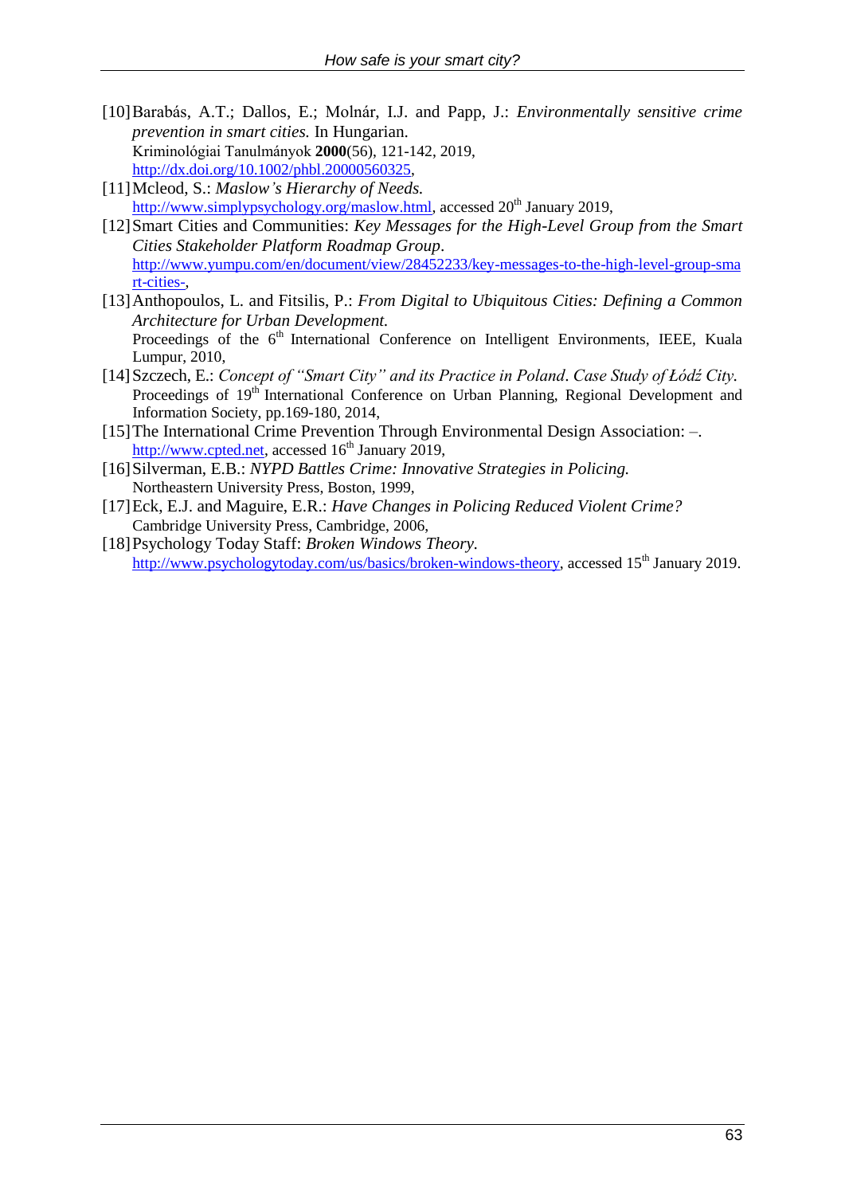[10] Barabás, A.T.; Dallos, E.; Molnár, I.J. and Papp, J.: *Environmentally sensitive crime prevention in smart cities.* In Hungarian.
Kriminológiai Tanulmányok **2000**(56), 121-142, 2019,
http://dx.doi.org/10.1002/phbl.20000560325,

[11] Mcleod, S.: *Maslow's Hierarchy of Needs.*
http://www.simplypsychology.org/maslow.html, accessed 20th January 2019,

[12] Smart Cities and Communities: *Key Messages for the High-Level Group from the Smart Cities Stakeholder Platform Roadmap Group*.
http://www.yumpu.com/en/document/view/28452233/key-messages-to-the-high-level-group-smart-cities-,

[13] Anthopoulos, L. and Fitsilis, P.: *From Digital to Ubiquitous Cities: Defining a Common Architecture for Urban Development.*
Proceedings of the 6th International Conference on Intelligent Environments, IEEE, Kuala Lumpur, 2010,

[14] Szczech, E.: *Concept of "Smart City" and its Practice in Poland*. *Case Study of Łódź City.*
Proceedings of 19th International Conference on Urban Planning, Regional Development and Information Society, pp.169-180, 2014,

[15] The International Crime Prevention Through Environmental Design Association: –.
http://www.cpted.net, accessed 16th January 2019,

[16] Silverman, E.B.: *NYPD Battles Crime: Innovative Strategies in Policing.*
Northeastern University Press, Boston, 1999,

[17] Eck, E.J. and Maguire, E.R.: *Have Changes in Policing Reduced Violent Crime?*
Cambridge University Press, Cambridge, 2006,

[18] Psychology Today Staff: *Broken Windows Theory.*
http://www.psychologytoday.com/us/basics/broken-windows-theory, accessed 15th January 2019.